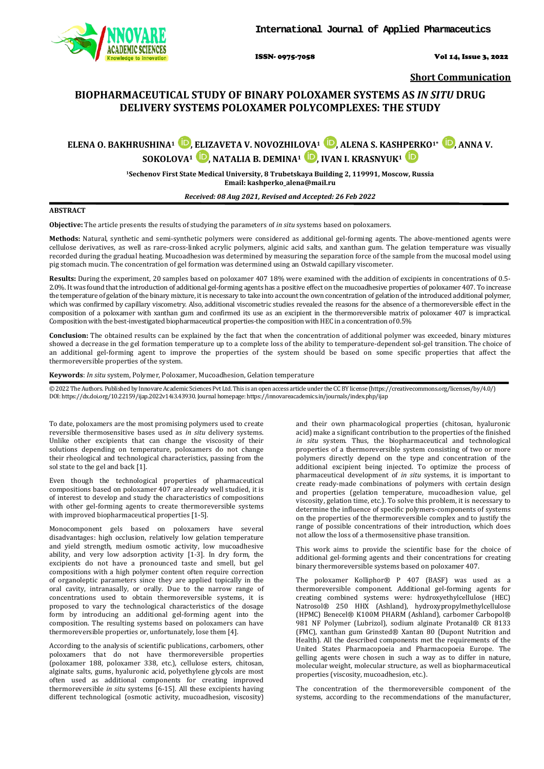**Short Communication**

# BIOPHARMACEUTICAL STUDY OF BINARY POLOXAMER SYSTEMS AS *IN SITU* DRUG DELIVERY SYSTEMS POLOXAMER POLYCOMPLEXES: THE STUDY

**ELENA O. BAKHRUSHINA[1], ELIZAVETA V. NOVOZHILOVA[1], ALENA S. KASHPERKO[1*], ANNA V. SOKOLOVA[1], NATALIA B. DEMINA[1], IVAN I. KRASNYUK[1]**

[1]Sechenov First State Medical University, 8 Trubetskaya Building 2, 119991, Moscow, Russia
Email: kashperko_alena@mail.ru

*Received: 08 Aug 2021, Revised and Accepted: 26 Feb 2022*

## ABSTRACT

**Objective:** The article presents the results of studying the parameters of *in situ* systems based on poloxamers.

**Methods:** Natural, synthetic and semi-synthetic polymers were considered as additional gel-forming agents. The above-mentioned agents were cellulose derivatives, as well as rare-cross-linked acrylic polymers, alginic acid salts, and xanthan gum. The gelation temperature was visually recorded during the gradual heating. Mucoadhesion was determined by measuring the separation force of the sample from the mucosal model using pig stomach mucin. The concentration of gel formation was determined using an Ostwald capillary viscometer.

**Results:** During the experiment, 20 samples based on poloxamer 407 18% were examined with the addition of excipients in concentrations of 0.5-2.0%. It was found that the introduction of additional gel-forming agents has a positive effect on the mucoadhesive properties of poloxamer 407. To increase the temperature of gelation of the binary mixture, it is necessary to take into account the own concentration of gelation of the introduced additional polymer, which was confirmed by capillary viscometry. Also, additional viscometric studies revealed the reasons for the absence of a thermoreversible effect in the composition of a poloxamer with xanthan gum and confirmed its use as an excipient in the thermoreversible matrix of poloxamer 407 is impractical. Composition with the best-investigated biopharmaceutical properties-the composition with HEC in a concentration of 0.5%

**Conclusion:** The obtained results can be explained by the fact that when the concentration of additional polymer was exceeded, binary mixtures showed a decrease in the gel formation temperature up to a complete loss of the ability to temperature-dependent sol-gel transition. The choice of an additional gel-forming agent to improve the properties of the system should be based on some specific properties that affect the thermoreversible properties of the system.

**Keywords**: *In situ* system, Polymer, Poloxamer, Mucoadhesion, Gelation temperature

© 2022 The Authors. Published by Innovare Academic Sciences Pvt Ltd. This is an open access article under the CC BY license (https://creativecommons.org/licenses/by/4.0/) DOI: https://dx.doi.org/10.22159/ijap.2022v14i3.43930. Journal homepage: https://innovareacademics.in/journals/index.php/ijap

To date, poloxamers are the most promising polymers used to create reversible thermosensitive bases used as *in situ* delivery systems. Unlike other excipients that can change the viscosity of their solutions depending on temperature, poloxamers do not change their rheological and technological characteristics, passing from the sol state to the gel and back [1].

Even though the technological properties of pharmaceutical compositions based on poloxamer 407 are already well studied, it is of interest to develop and study the characteristics of compositions with other gel-forming agents to create thermoreversible systems with improved biopharmaceutical properties [1-5].

Monocomponent gels based on poloxamers have several disadvantages: high occlusion, relatively low gelation temperature and yield strength, medium osmotic activity, low mucoadhesive ability, and very low adsorption activity [1-3]. In dry form, the excipients do not have a pronounced taste and smell, but gel compositions with a high polymer content often require correction of organoleptic parameters since they are applied topically in the oral cavity, intranasally, or orally. Due to the narrow range of concentrations used to obtain thermoreversible systems, it is proposed to vary the technological characteristics of the dosage form by introducing an additional gel-forming agent into the composition. The resulting systems based on poloxamers can have thermoreversible properties or, unfortunately, lose them [4].

According to the analysis of scientific publications, carbomers, other poloxamers that do not have thermoreversible properties (poloxamer 188, poloxamer 338, etc.), cellulose esters, chitosan, alginate salts, gums, hyaluronic acid, polyethylene glycols are most often used as additional components for creating improved thermoreversible *in situ* systems [6-15]. All these excipients having different technological (osmotic activity, mucoadhesion, viscosity) and their own pharmacological properties (chitosan, hyaluronic acid) make a significant contribution to the properties of the finished *in situ* system. Thus, the biopharmaceutical and technological properties of a thermoreversible system consisting of two or more polymers directly depend on the type and concentration of the additional excipient being injected. To optimize the process of pharmaceutical development of *in situ* systems, it is important to create ready-made combinations of polymers with certain design and properties (gelation temperature, mucoadhesion value, gel viscosity, gelation time, etc.). To solve this problem, it is necessary to determine the influence of specific polymers-components of systems on the properties of the thermoreversible complex and to justify the range of possible concentrations of their introduction, which does not allow the loss of a thermosensitive phase transition.

This work aims to provide the scientific base for the choice of additional gel-forming agents and their concentrations for creating binary thermoreversible systems based on poloxamer 407.

The poloxamer Kolliphor® P 407 (BASF) was used as a thermoreversible component. Additional gel-forming agents for creating combined systems were: hydroxyethylcellulose (HEC) Natrosol® 250 HHX (Ashland), hydroxypropylmethylcellulose (HPMC) Benecel® K100M PHARM (Ashland), carbomer Carbopol® 981 NF Polymer (Lubrizol), sodium alginate Protanal® CR 8133 (FMC), xanthan gum Grinsted® Xantan 80 (Dupont Nutrition and Health). All the described components met the requirements of the United States Pharmacopoeia and Pharmacopoeia Europe. The gelling agents were chosen in such a way as to differ in nature, molecular weight, molecular structure, as well as biopharmaceutical properties (viscosity, mucoadhesion, etc.).

The concentration of the thermoreversible component of the systems, according to the recommendations of the manufacturer,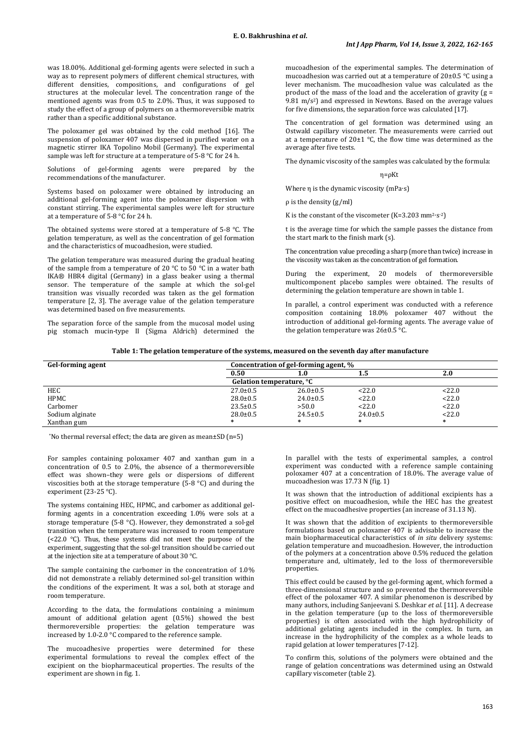was 18.00%. Additional gel-forming agents were selected in such a way as to represent polymers of different chemical structures, with different densities, compositions, and configurations of gel structures at the molecular level. The concentration range of the mentioned agents was from 0.5 to 2.0%. Thus, it was supposed to study the effect of a group of polymers on a thermoreversible matrix rather than a specific additional substance.

The poloxamer gel was obtained by the cold method [16]. The suspension of poloxamer 407 was dispersed in purified water on a magnetic stirrer IKA Topolino Mobil (Germany). The experimental sample was left for structure at a temperature of 5-8 °C for 24 h.

Solutions of gel-forming agents were prepared by the recommendations of the manufacturer.

Systems based on poloxamer were obtained by introducing an additional gel-forming agent into the poloxamer dispersion with constant stirring. The experimental samples were left for structure at a temperature of 5-8 °C for 24 h.

The obtained systems were stored at a temperature of 5-8 °C. The gelation temperature, as well as the concentration of gel formation and the characteristics of mucoadhesion, were studied.

The gelation temperature was measured during the gradual heating of the sample from a temperature of 20 °C to 50 °C in a water bath IKA® HBR4 digital (Germany) in a glass beaker using a thermal sensor. The temperature of the sample at which the sol-gel transition was visually recorded was taken as the gel formation temperature [2, 3]. The average value of the gelation temperature was determined based on five measurements.

The separation force of the sample from the mucosal model using pig stomach mucin-type II (Sigma Aldrich) determined the mucoadhesion of the experimental samples. The determination of mucoadhesion was carried out at a temperature of 20±0.5 °C using a lever mechanism. The mucoadhesion value was calculated as the product of the mass of the load and the acceleration of gravity ($g = 9.81$ m/s$^2$) and expressed in Newtons. Based on the average values for five dimensions, the separation force was calculated [17].

The concentration of gel formation was determined using an Ostwald capillary viscometer. The measurements were carried out at a temperature of 20±1 °C, the flow time was determined as the average after five tests.

The dynamic viscosity of the samples was calculated by the formula:

$$\eta = \rho K t$$

Where $\eta$ is the dynamic viscosity (mPa·s)

$\rho$ is the density (g/ml)

K is the constant of the viscometer (K=3.203 mm$^2$·s$^{-2}$)

t is the average time for which the sample passes the distance from the start mark to the finish mark (s).

The concentration value preceding a sharp (more than twice) increase in the viscosity was taken as the concentration of gel formation.

During the experiment, 20 models of thermoreversible multicomponent placebo samples were obtained. The results of determining the gelation temperature are shown in table 1.

In parallel, a control experiment was conducted with a reference composition containing 18.0% poloxamer 407 without the introduction of additional gel-forming agents. The average value of the gelation temperature was 26±0.5 °C.

**Table 1: The gelation temperature of the systems, measured on the seventh day after manufacture**

| Gel-forming agent | Concentration of gel-forming agent, % | | | |
|---|---|---|---|---|
| | **0.50** | **1.0** | **1.5** | **2.0** |
| | **Gelation temperature, °C** | | | |
| HEC | 27.0±0.5 | 26.0±0.5 | <22.0 | <22.0 |
| HPMC | 28.0±0.5 | 24.0±0.5 | <22.0 | <22.0 |
| Carbomer | 23.5±0.5 | >50.0 | <22.0 | <22.0 |
| Sodium alginate | 28.0±0.5 | 24.5±0.5 | 24.0±0.5 | <22.0 |
| Xanthan gum | * | * | * | * |

*No thermal reversal effect; the data are given as mean±SD (n=5)

For samples containing poloxamer 407 and xanthan gum in a concentration of 0.5 to 2.0%, the absence of a thermoreversible effect was shown–they were gels or dispersions of different viscosities both at the storage temperature (5-8 °C) and during the experiment (23-25 °C).

The systems containing HEC, HPMC, and carbomer as additional gel-forming agents in a concentration exceeding 1.0% were sols at a storage temperature (5-8 °C). However, they demonstrated a sol-gel transition when the temperature was increased to room temperature (<22.0 °C). Thus, these systems did not meet the purpose of the experiment, suggesting that the sol-gel transition should be carried out at the injection site at a temperature of about 30 °C.

The sample containing the carbomer in the concentration of 1.0% did not demonstrate a reliably determined sol-gel transition within the conditions of the experiment. It was a sol, both at storage and room temperature.

According to the data, the formulations containing a minimum amount of additional gelation agent (0.5%) showed the best thermoreversible properties: the gelation temperature was increased by 1.0-2.0 °C compared to the reference sample.

The mucoadhesive properties were determined for these experimental formulations to reveal the complex effect of the excipient on the biopharmaceutical properties. The results of the experiment are shown in fig. 1.

In parallel with the tests of experimental samples, a control experiment was conducted with a reference sample containing poloxamer 407 at a concentration of 18.0%. The average value of mucoadhesion was 17.73 N (fig. 1)

It was shown that the introduction of additional excipients has a positive effect on mucoadhesion, while the HEC has the greatest effect on the mucoadhesive properties (an increase of 31.13 N).

It was shown that the addition of excipients to thermoreversible formulations based on poloxamer 407 is advisable to increase the main biopharmaceutical characteristics of *in situ* delivery systems: gelation temperature and mucoadhesion. However, the introduction of the polymers at a concentration above 0.5% reduced the gelation temperature and, ultimately, led to the loss of thermoreversible properties.

This effect could be caused by the gel-forming agent, which formed a three-dimensional structure and so prevented the thermoreversible effect of the poloxamer 407. A similar phenomenon is described by many authors, including Sanjeevani S. Deshkar *et al.* [11]. A decrease in the gelation temperature (up to the loss of thermoreversible properties) is often associated with the high hydrophilicity of additional gelating agents included in the complex. In turn, an increase in the hydrophilicity of the complex as a whole leads to rapid gelation at lower temperatures [7-12].

To confirm this, solutions of the polymers were obtained and the range of gelation concentrations was determined using an Ostwald capillary viscometer (table 2).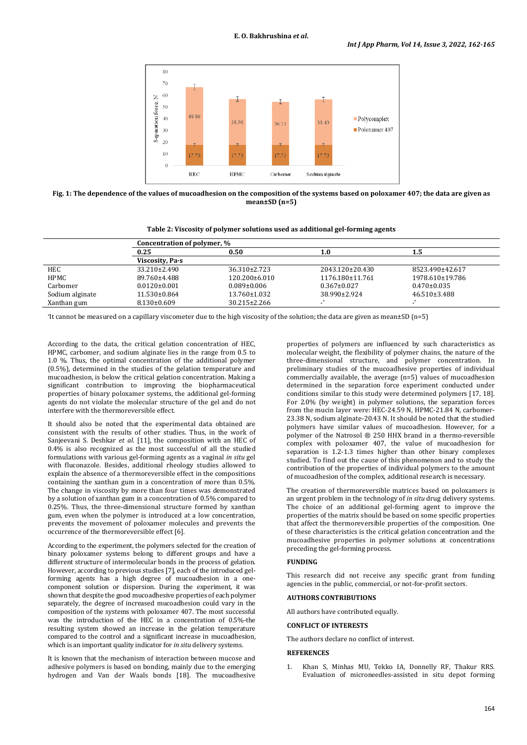**Fig. 1: The dependence of the values of mucoadhesion on the composition of the systems based on poloxamer 407; the data are given as mean±SD (n=5)**

**Table 2: Viscosity of polymer solutions used as additional gel-forming agents**

| | Concentration of polymer, % | | | |
|---|---|---|---|---|
| | 0.25 | 0.50 | 1.0 | 1.5 |
| | Viscosity, Pa·s | | | |
| HEC | 33.210±2.490 | 36.310±2.723 | 2043.120±20.430 | 8523.490±42.617 |
| HPMC | 89.760±4.488 | 120.200±6.010 | 1176.180±11.761 | 1978.610±19.786 |
| Carbomer | 0.0120±0.001 | 0.089±0.006 | 0.367±0.027 | 0.470±0.035 |
| Sodium alginate | 11.530±0.864 | 13.760±1.032 | 38.990±2.924 | 46.510±3.488 |
| Xanthan gum | 8.130±0.609 | 30.215±2.266 | -* | -* |

*It cannot be measured on a capillary viscometer due to the high viscosity of the solution; the data are given as mean±SD (n=5)

According to the data, the critical gelation concentration of HEC, HPMC, carbomer, and sodium alginate lies in the range from 0.5 to 1.0 %. Thus, the optimal concentration of the additional polymer (0.5%), determined in the studies of the gelation temperature and mucoadhesion, is below the critical gelation concentration. Making a significant contribution to improving the biopharmaceutical properties of binary poloxamer systems, the additional gel-forming agents do not violate the molecular structure of the gel and do not interfere with the thermoreversible effect.

It should also be noted that the experimental data obtained are consistent with the results of other studies. Thus, in the work of Sanjeevani S. Deshkar *et al.* [11], the composition with an HEC of 0.4% is also recognized as the most successful of all the studied formulations with various gel-forming agents as a vaginal *in situ* gel with fluconazole. Besides, additional rheology studies allowed to explain the absence of a thermoreversible effect in the compositions containing the xanthan gum in a concentration of more than 0.5%. The change in viscosity by more than four times was demonstrated by a solution of xanthan gum in a concentration of 0.5% compared to 0.25%. Thus, the three-dimensional structure formed by xanthan gum, even when the polymer is introduced at a low concentration, prevents the movement of poloxamer molecules and prevents the occurrence of the thermoreversible effect [6].

According to the experiment, the polymers selected for the creation of binary poloxamer systems belong to different groups and have a different structure of intermolecular bonds in the process of gelation. However, according to previous studies [7], each of the introduced gel-forming agents has a high degree of mucoadhesion in a one-component solution or dispersion. During the experiment, it was shown that despite the good mucoadhesive properties of each polymer separately, the degree of increased mucoadhesion could vary in the composition of the systems with poloxamer 407. The most successful was the introduction of the HEC in a concentration of 0.5%-the resulting system showed an increase in the gelation temperature compared to the control and a significant increase in mucoadhesion, which is an important quality indicator for *in situ* delivery systems.

It is known that the mechanism of interaction between mucose and adhesive polymers is based on bonding, mainly due to the emerging hydrogen and Van der Waals bonds [18]. The mucoadhesive properties of polymers are influenced by such characteristics as molecular weight, the flexibility of polymer chains, the nature of the three-dimensional structure, and polymer concentration. In preliminary studies of the mucoadhesive properties of individual commercially available, the average (n=5) values of mucoadhesion determined in the separation force experiment conducted under conditions similar to this study were determined polymers [17, 18]. For 2.0% (by weight) in polymer solutions, the separation forces from the mucin layer were: HEC-24.59 N, HPMC-21.84 N, carbomer-23.38 N, sodium alginate-20.43 N. It should be noted that the studied polymers have similar values of mucoadhesion. However, for a polymer of the Natrosol ® 250 HHX brand in a thermo-reversible complex with poloxamer 407, the value of mucoadhesion for separation is 1.2-1.3 times higher than other binary complexes studied. To find out the cause of this phenomenon and to study the contribution of the properties of individual polymers to the amount of mucoadhesion of the complex, additional research is necessary.

The creation of thermoreversible matrices based on poloxamers is an urgent problem in the technology of *in situ* drug delivery systems. The choice of an additional gel-forming agent to improve the properties of the matrix should be based on some specific properties that affect the thermoreversible properties of the composition. One of these characteristics is the critical gelation concentration and the mucoadhesive properties in polymer solutions at concentrations preceding the gel-forming process.

## FUNDING

This research did not receive any specific grant from funding agencies in the public, commercial, or not-for-profit sectors.

## AUTHORS CONTRIBUTIONS

All authors have contributed equally.

## CONFLICT OF INTERESTS

The authors declare no conflict of interest.

## REFERENCES

1. Khan S, Minhas MU, Tekko IA, Donnelly RF, Thakur RRS. Evaluation of microneedles-assisted in situ depot forming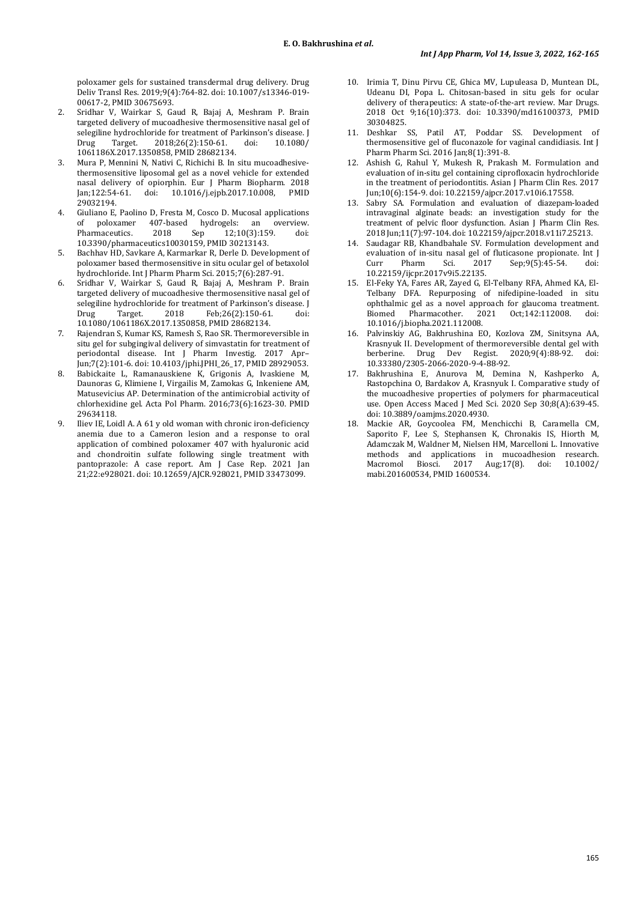poloxamer gels for sustained transdermal drug delivery. Drug Deliv Transl Res. 2019;9(4):764-82. doi: 10.1007/s13346-019-00617-2, PMID 30675693.

2. Sridhar V, Wairkar S, Gaud R, Bajaj A, Meshram P. Brain targeted delivery of mucoadhesive thermosensitive nasal gel of selegiline hydrochloride for treatment of Parkinson's disease. J Drug Target. 2018;26(2):150-61. doi: 10.1080/1061186X.2017.1350858, PMID 28682134.
3. Mura P, Mennini N, Nativi C, Richichi B. In situ mucoadhesive-thermosensitive liposomal gel as a novel vehicle for extended nasal delivery of opiorphin. Eur J Pharm Biopharm. 2018 Jan;122:54-61. doi: 10.1016/j.ejpb.2017.10.008, PMID 29032194.
4. Giuliano E, Paolino D, Fresta M, Cosco D. Mucosal applications of poloxamer 407-based hydrogels: an overview. Pharmaceutics. 2018 Sep 12;10(3):159. doi: 10.3390/pharmaceutics10030159, PMID 30213143.
5. Bachhav HD, Savkare A, Karmarkar R, Derle D. Development of poloxamer based thermosensitive in situ ocular gel of betaxolol hydrochloride. Int J Pharm Pharm Sci. 2015;7(6):287-91.
6. Sridhar V, Wairkar S, Gaud R, Bajaj A, Meshram P. Brain targeted delivery of mucoadhesive thermosensitive nasal gel of selegiline hydrochloride for treatment of Parkinson's disease. J Drug Target. 2018 Feb;26(2):150-61. doi: 10.1080/1061186X.2017.1350858, PMID 28682134.
7. Rajendran S, Kumar KS, Ramesh S, Rao SR. Thermoreversible in situ gel for subgingival delivery of simvastatin for treatment of periodontal disease. Int J Pharm Investig. 2017 Apr–Jun;7(2):101-6. doi: 10.4103/jphi.JPHI_26_17, PMID 28929053.
8. Babickaite L, Ramanauskiene K, Grigonis A, Ivaskiene M, Daunoras G, Klimiene I, Virgailis M, Zamokas G, Inkeniene AM, Matusevicius AP. Determination of the antimicrobial activity of chlorhexidine gel. Acta Pol Pharm. 2016;73(6):1623-30. PMID 29634118.
9. Iliev IE, Loidl A. A 61 y old woman with chronic iron-deficiency anemia due to a Cameron lesion and a response to oral application of combined poloxamer 407 with hyaluronic acid and chondroitin sulfate following single treatment with pantoprazole: A case report. Am J Case Rep. 2021 Jan 21;22:e928021. doi: 10.12659/AJCR.928021, PMID 33473099.
10. Irimia T, Dinu Pirvu CE, Ghica MV, Lupuleasa D, Muntean DL, Udeanu DI, Popa L. Chitosan-based in situ gels for ocular delivery of therapeutics: A state-of-the-art review. Mar Drugs. 2018 Oct 9;16(10):373. doi: 10.3390/md16100373, PMID 30304825.
11. Deshkar SS, Patil AT, Poddar SS. Development of thermosensitive gel of fluconazole for vaginal candidiasis. Int J Pharm Pharm Sci. 2016 Jan;8(1):391-8.
12. Ashish G, Rahul Y, Mukesh R, Prakash M. Formulation and evaluation of in-situ gel containing ciprofloxacin hydrochloride in the treatment of periodontitis. Asian J Pharm Clin Res. 2017 Jun;10(6):154-9. doi: 10.22159/ajpcr.2017.v10i6.17558.
13. Sabry SA. Formulation and evaluation of diazepam-loaded intravaginal alginate beads: an investigation study for the treatment of pelvic floor dysfunction. Asian J Pharm Clin Res. 2018 Jun;11(7):97-104. doi: 10.22159/ajpcr.2018.v11i7.25213.
14. Saudagar RB, Khandbahale SV. Formulation development and evaluation of in-situ nasal gel of fluticasone propionate. Int J Curr Pharm Sci. 2017 Sep;9(5):45-54. doi: 10.22159/ijcpr.2017v9i5.22135.
15. El-Feky YA, Fares AR, Zayed G, El-Telbany RFA, Ahmed KA, El-Telbany DFA. Repurposing of nifedipine-loaded in situ ophthalmic gel as a novel approach for glaucoma treatment. Biomed Pharmacother. 2021 Oct;142:112008. doi: 10.1016/j.biopha.2021.112008.
16. Palvinskiy AG, Bakhrushina EO, Kozlova ZM, Sinitsyna AA, Krasnyuk II. Development of thermoreversible dental gel with berberine. Drug Dev Regist. 2020;9(4):88-92. doi: 10.33380/2305-2066-2020-9-4-88-92.
17. Bakhrushina E, Anurova M, Demina N, Kashperko A, Rastopchina O, Bardakov A, Krasnyuk I. Comparative study of the mucoadhesive properties of polymers for pharmaceutical use. Open Access Maced J Med Sci. 2020 Sep 30;8(A):639-45. doi: 10.3889/oamjms.2020.4930.
18. Mackie AR, Goycoolea FM, Menchicchi B, Caramella CM, Saporito F, Lee S, Stephansen K, Chronakis IS, Hiorth M, Adamczak M, Waldner M, Nielsen HM, Marcelloni L. Innovative methods and applications in mucoadhesion research. Macromol Biosci. 2017 Aug;17(8). doi: 10.1002/mabi.201600534, PMID 1600534.